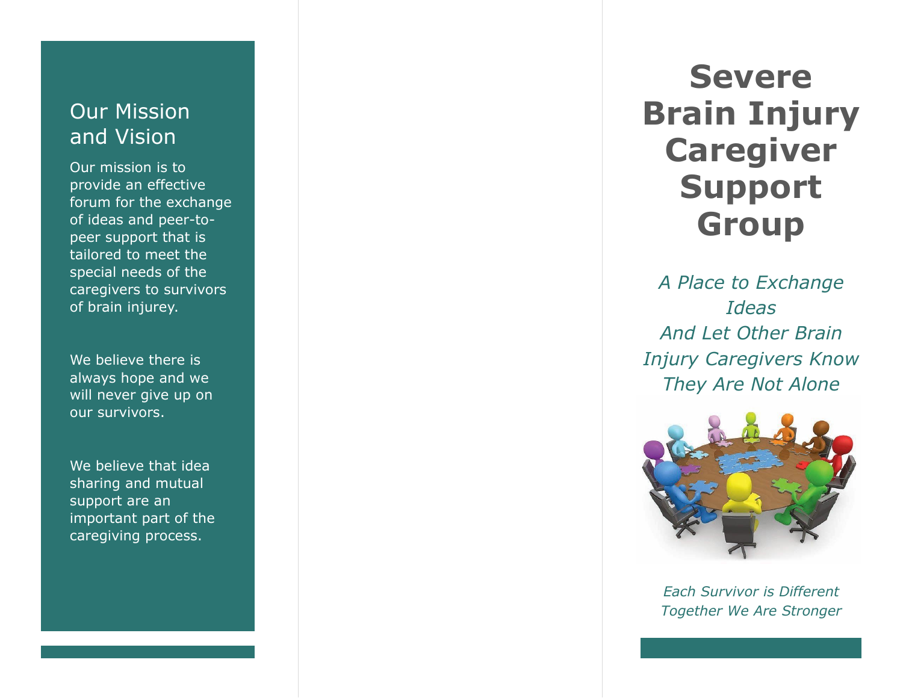## Our Mission and Vision

Our mission is to provide an effective forum for the exchange of ideas and peer-to-peer support that is tailored to meet the special needs of the caregivers to survivors of brain injurey.

We believe there is always hope and we will never give up on our survivors.

We believe that idea sharing and mutual support are an important part of the caregiving process.

# Severe Brain Injury Caregiver Support Group

*A Place to Exchange Ideas*
*And Let Other Brain Injury Caregivers Know They Are Not Alone*

*Each Survivor is Different*
*Together We Are Stronger*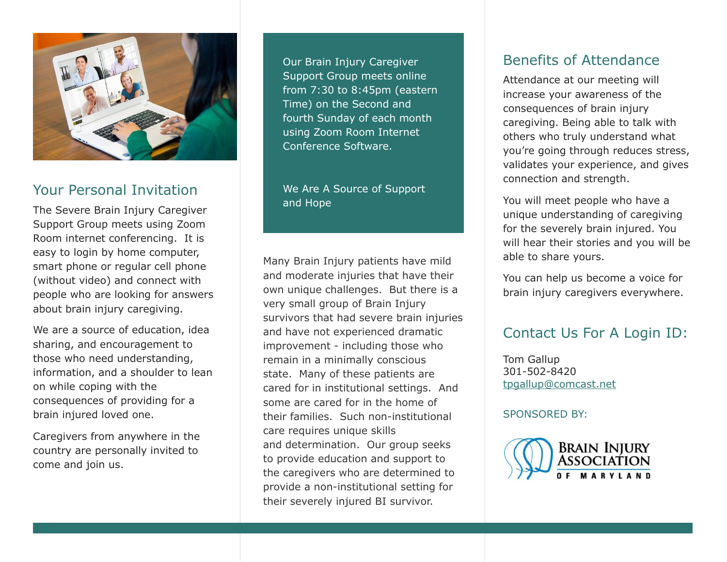## Your Personal Invitation

The Severe Brain Injury Caregiver Support Group meets using Zoom Room internet conferencing. It is easy to login by home computer, smart phone or regular cell phone (without video) and connect with people who are looking for answers about brain injury caregiving.

We are a source of education, idea sharing, and encouragement to those who need understanding, information, and a shoulder to lean on while coping with the consequences of providing for a brain injured loved one.

Caregivers from anywhere in the country are personally invited to come and join us.

Our Brain Injury Caregiver Support Group meets online from 7:30 to 8:45pm (eastern Time) on the Second and fourth Sunday of each month using Zoom Room Internet Conference Software.

We Are A Source of Support and Hope

Many Brain Injury patients have mild and moderate injuries that have their own unique challenges. But there is a very small group of Brain Injury survivors that had severe brain injuries and have not experienced dramatic improvement - including those who remain in a minimally conscious state. Many of these patients are cared for in institutional settings. And some are cared for in the home of their families. Such non-institutional care requires unique skills and determination. Our group seeks to provide education and support to the caregivers who are determined to provide a non-institutional setting for their severely injured BI survivor.

## Benefits of Attendance

Attendance at our meeting will increase your awareness of the consequences of brain injury caregiving. Being able to talk with others who truly understand what you're going through reduces stress, validates your experience, and gives connection and strength.

You will meet people who have a unique understanding of caregiving for the severely brain injured. You will hear their stories and you will be able to share yours.

You can help us become a voice for brain injury caregivers everywhere.

## Contact Us For A Login ID:

Tom Gallup
301-502-8420
tpgallup@comcast.net

SPONSORED BY:

BRAIN INJURY ASSOCIATION OF MARYLAND